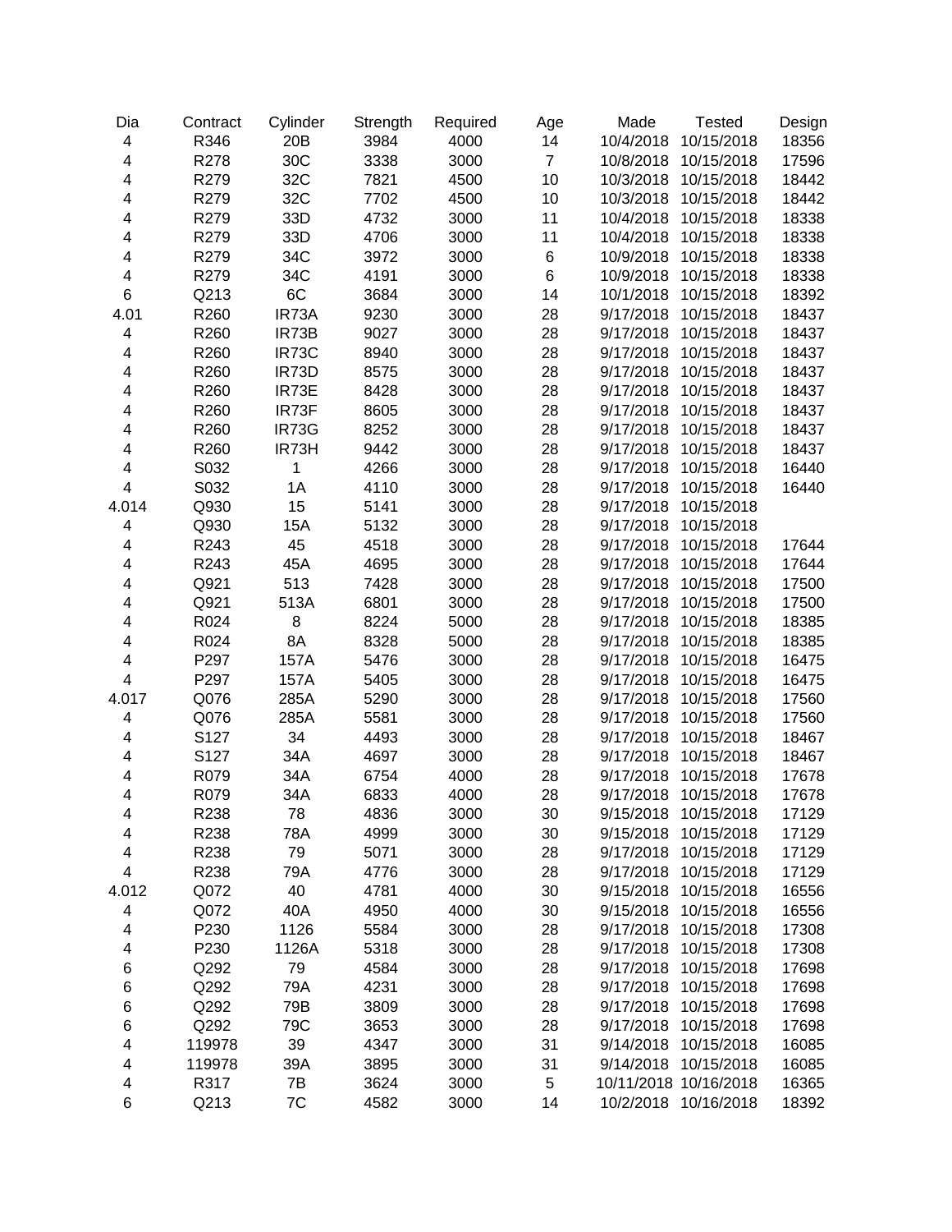| Dia | Contract | Cylinder | Strength | Required | Age | Made | Tested | Design |
|---|---|---|---|---|---|---|---|---|
| 4 | R346 | 20B | 3984 | 4000 | 14 | 10/4/2018 | 10/15/2018 | 18356 |
| 4 | R278 | 30C | 3338 | 3000 | 7 | 10/8/2018 | 10/15/2018 | 17596 |
| 4 | R279 | 32C | 7821 | 4500 | 10 | 10/3/2018 | 10/15/2018 | 18442 |
| 4 | R279 | 32C | 7702 | 4500 | 10 | 10/3/2018 | 10/15/2018 | 18442 |
| 4 | R279 | 33D | 4732 | 3000 | 11 | 10/4/2018 | 10/15/2018 | 18338 |
| 4 | R279 | 33D | 4706 | 3000 | 11 | 10/4/2018 | 10/15/2018 | 18338 |
| 4 | R279 | 34C | 3972 | 3000 | 6 | 10/9/2018 | 10/15/2018 | 18338 |
| 4 | R279 | 34C | 4191 | 3000 | 6 | 10/9/2018 | 10/15/2018 | 18338 |
| 6 | Q213 | 6C | 3684 | 3000 | 14 | 10/1/2018 | 10/15/2018 | 18392 |
| 4.01 | R260 | IR73A | 9230 | 3000 | 28 | 9/17/2018 | 10/15/2018 | 18437 |
| 4 | R260 | IR73B | 9027 | 3000 | 28 | 9/17/2018 | 10/15/2018 | 18437 |
| 4 | R260 | IR73C | 8940 | 3000 | 28 | 9/17/2018 | 10/15/2018 | 18437 |
| 4 | R260 | IR73D | 8575 | 3000 | 28 | 9/17/2018 | 10/15/2018 | 18437 |
| 4 | R260 | IR73E | 8428 | 3000 | 28 | 9/17/2018 | 10/15/2018 | 18437 |
| 4 | R260 | IR73F | 8605 | 3000 | 28 | 9/17/2018 | 10/15/2018 | 18437 |
| 4 | R260 | IR73G | 8252 | 3000 | 28 | 9/17/2018 | 10/15/2018 | 18437 |
| 4 | R260 | IR73H | 9442 | 3000 | 28 | 9/17/2018 | 10/15/2018 | 18437 |
| 4 | S032 | 1 | 4266 | 3000 | 28 | 9/17/2018 | 10/15/2018 | 16440 |
| 4 | S032 | 1A | 4110 | 3000 | 28 | 9/17/2018 | 10/15/2018 | 16440 |
| 4.014 | Q930 | 15 | 5141 | 3000 | 28 | 9/17/2018 | 10/15/2018 | |
| 4 | Q930 | 15A | 5132 | 3000 | 28 | 9/17/2018 | 10/15/2018 | |
| 4 | R243 | 45 | 4518 | 3000 | 28 | 9/17/2018 | 10/15/2018 | 17644 |
| 4 | R243 | 45A | 4695 | 3000 | 28 | 9/17/2018 | 10/15/2018 | 17644 |
| 4 | Q921 | 513 | 7428 | 3000 | 28 | 9/17/2018 | 10/15/2018 | 17500 |
| 4 | Q921 | 513A | 6801 | 3000 | 28 | 9/17/2018 | 10/15/2018 | 17500 |
| 4 | R024 | 8 | 8224 | 5000 | 28 | 9/17/2018 | 10/15/2018 | 18385 |
| 4 | R024 | 8A | 8328 | 5000 | 28 | 9/17/2018 | 10/15/2018 | 18385 |
| 4 | P297 | 157A | 5476 | 3000 | 28 | 9/17/2018 | 10/15/2018 | 16475 |
| 4 | P297 | 157A | 5405 | 3000 | 28 | 9/17/2018 | 10/15/2018 | 16475 |
| 4.017 | Q076 | 285A | 5290 | 3000 | 28 | 9/17/2018 | 10/15/2018 | 17560 |
| 4 | Q076 | 285A | 5581 | 3000 | 28 | 9/17/2018 | 10/15/2018 | 17560 |
| 4 | S127 | 34 | 4493 | 3000 | 28 | 9/17/2018 | 10/15/2018 | 18467 |
| 4 | S127 | 34A | 4697 | 3000 | 28 | 9/17/2018 | 10/15/2018 | 18467 |
| 4 | R079 | 34A | 6754 | 4000 | 28 | 9/17/2018 | 10/15/2018 | 17678 |
| 4 | R079 | 34A | 6833 | 4000 | 28 | 9/17/2018 | 10/15/2018 | 17678 |
| 4 | R238 | 78 | 4836 | 3000 | 30 | 9/15/2018 | 10/15/2018 | 17129 |
| 4 | R238 | 78A | 4999 | 3000 | 30 | 9/15/2018 | 10/15/2018 | 17129 |
| 4 | R238 | 79 | 5071 | 3000 | 28 | 9/17/2018 | 10/15/2018 | 17129 |
| 4 | R238 | 79A | 4776 | 3000 | 28 | 9/17/2018 | 10/15/2018 | 17129 |
| 4.012 | Q072 | 40 | 4781 | 4000 | 30 | 9/15/2018 | 10/15/2018 | 16556 |
| 4 | Q072 | 40A | 4950 | 4000 | 30 | 9/15/2018 | 10/15/2018 | 16556 |
| 4 | P230 | 1126 | 5584 | 3000 | 28 | 9/17/2018 | 10/15/2018 | 17308 |
| 4 | P230 | 1126A | 5318 | 3000 | 28 | 9/17/2018 | 10/15/2018 | 17308 |
| 6 | Q292 | 79 | 4584 | 3000 | 28 | 9/17/2018 | 10/15/2018 | 17698 |
| 6 | Q292 | 79A | 4231 | 3000 | 28 | 9/17/2018 | 10/15/2018 | 17698 |
| 6 | Q292 | 79B | 3809 | 3000 | 28 | 9/17/2018 | 10/15/2018 | 17698 |
| 6 | Q292 | 79C | 3653 | 3000 | 28 | 9/17/2018 | 10/15/2018 | 17698 |
| 4 | 119978 | 39 | 4347 | 3000 | 31 | 9/14/2018 | 10/15/2018 | 16085 |
| 4 | 119978 | 39A | 3895 | 3000 | 31 | 9/14/2018 | 10/15/2018 | 16085 |
| 4 | R317 | 7B | 3624 | 3000 | 5 | 10/11/2018 | 10/16/2018 | 16365 |
| 6 | Q213 | 7C | 4582 | 3000 | 14 | 10/2/2018 | 10/16/2018 | 18392 |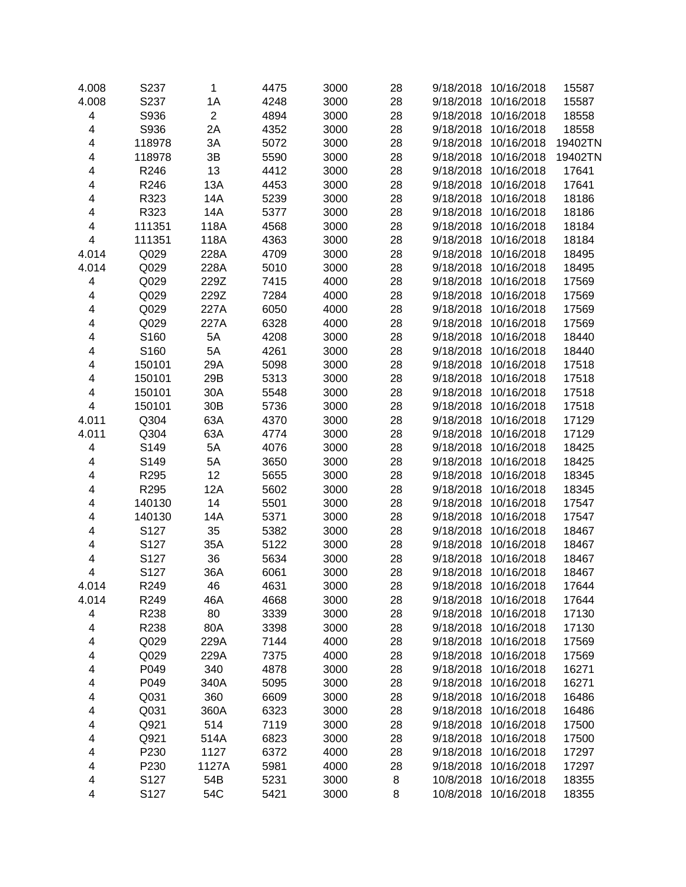| | | | | | | | | |
|---|---|---|---|---|---|---|---|---|
| 4.008 | S237 | 1 | 4475 | 3000 | 28 | 9/18/2018 | 10/16/2018 | 15587 |
| 4.008 | S237 | 1A | 4248 | 3000 | 28 | 9/18/2018 | 10/16/2018 | 15587 |
| 4 | S936 | 2 | 4894 | 3000 | 28 | 9/18/2018 | 10/16/2018 | 18558 |
| 4 | S936 | 2A | 4352 | 3000 | 28 | 9/18/2018 | 10/16/2018 | 18558 |
| 4 | 118978 | 3A | 5072 | 3000 | 28 | 9/18/2018 | 10/16/2018 | 19402TN |
| 4 | 118978 | 3B | 5590 | 3000 | 28 | 9/18/2018 | 10/16/2018 | 19402TN |
| 4 | R246 | 13 | 4412 | 3000 | 28 | 9/18/2018 | 10/16/2018 | 17641 |
| 4 | R246 | 13A | 4453 | 3000 | 28 | 9/18/2018 | 10/16/2018 | 17641 |
| 4 | R323 | 14A | 5239 | 3000 | 28 | 9/18/2018 | 10/16/2018 | 18186 |
| 4 | R323 | 14A | 5377 | 3000 | 28 | 9/18/2018 | 10/16/2018 | 18186 |
| 4 | 111351 | 118A | 4568 | 3000 | 28 | 9/18/2018 | 10/16/2018 | 18184 |
| 4 | 111351 | 118A | 4363 | 3000 | 28 | 9/18/2018 | 10/16/2018 | 18184 |
| 4.014 | Q029 | 228A | 4709 | 3000 | 28 | 9/18/2018 | 10/16/2018 | 18495 |
| 4.014 | Q029 | 228A | 5010 | 3000 | 28 | 9/18/2018 | 10/16/2018 | 18495 |
| 4 | Q029 | 229Z | 7415 | 4000 | 28 | 9/18/2018 | 10/16/2018 | 17569 |
| 4 | Q029 | 229Z | 7284 | 4000 | 28 | 9/18/2018 | 10/16/2018 | 17569 |
| 4 | Q029 | 227A | 6050 | 4000 | 28 | 9/18/2018 | 10/16/2018 | 17569 |
| 4 | Q029 | 227A | 6328 | 4000 | 28 | 9/18/2018 | 10/16/2018 | 17569 |
| 4 | S160 | 5A | 4208 | 3000 | 28 | 9/18/2018 | 10/16/2018 | 18440 |
| 4 | S160 | 5A | 4261 | 3000 | 28 | 9/18/2018 | 10/16/2018 | 18440 |
| 4 | 150101 | 29A | 5098 | 3000 | 28 | 9/18/2018 | 10/16/2018 | 17518 |
| 4 | 150101 | 29B | 5313 | 3000 | 28 | 9/18/2018 | 10/16/2018 | 17518 |
| 4 | 150101 | 30A | 5548 | 3000 | 28 | 9/18/2018 | 10/16/2018 | 17518 |
| 4 | 150101 | 30B | 5736 | 3000 | 28 | 9/18/2018 | 10/16/2018 | 17518 |
| 4.011 | Q304 | 63A | 4370 | 3000 | 28 | 9/18/2018 | 10/16/2018 | 17129 |
| 4.011 | Q304 | 63A | 4774 | 3000 | 28 | 9/18/2018 | 10/16/2018 | 17129 |
| 4 | S149 | 5A | 4076 | 3000 | 28 | 9/18/2018 | 10/16/2018 | 18425 |
| 4 | S149 | 5A | 3650 | 3000 | 28 | 9/18/2018 | 10/16/2018 | 18425 |
| 4 | R295 | 12 | 5655 | 3000 | 28 | 9/18/2018 | 10/16/2018 | 18345 |
| 4 | R295 | 12A | 5602 | 3000 | 28 | 9/18/2018 | 10/16/2018 | 18345 |
| 4 | 140130 | 14 | 5501 | 3000 | 28 | 9/18/2018 | 10/16/2018 | 17547 |
| 4 | 140130 | 14A | 5371 | 3000 | 28 | 9/18/2018 | 10/16/2018 | 17547 |
| 4 | S127 | 35 | 5382 | 3000 | 28 | 9/18/2018 | 10/16/2018 | 18467 |
| 4 | S127 | 35A | 5122 | 3000 | 28 | 9/18/2018 | 10/16/2018 | 18467 |
| 4 | S127 | 36 | 5634 | 3000 | 28 | 9/18/2018 | 10/16/2018 | 18467 |
| 4 | S127 | 36A | 6061 | 3000 | 28 | 9/18/2018 | 10/16/2018 | 18467 |
| 4.014 | R249 | 46 | 4631 | 3000 | 28 | 9/18/2018 | 10/16/2018 | 17644 |
| 4.014 | R249 | 46A | 4668 | 3000 | 28 | 9/18/2018 | 10/16/2018 | 17644 |
| 4 | R238 | 80 | 3339 | 3000 | 28 | 9/18/2018 | 10/16/2018 | 17130 |
| 4 | R238 | 80A | 3398 | 3000 | 28 | 9/18/2018 | 10/16/2018 | 17130 |
| 4 | Q029 | 229A | 7144 | 4000 | 28 | 9/18/2018 | 10/16/2018 | 17569 |
| 4 | Q029 | 229A | 7375 | 4000 | 28 | 9/18/2018 | 10/16/2018 | 17569 |
| 4 | P049 | 340 | 4878 | 3000 | 28 | 9/18/2018 | 10/16/2018 | 16271 |
| 4 | P049 | 340A | 5095 | 3000 | 28 | 9/18/2018 | 10/16/2018 | 16271 |
| 4 | Q031 | 360 | 6609 | 3000 | 28 | 9/18/2018 | 10/16/2018 | 16486 |
| 4 | Q031 | 360A | 6323 | 3000 | 28 | 9/18/2018 | 10/16/2018 | 16486 |
| 4 | Q921 | 514 | 7119 | 3000 | 28 | 9/18/2018 | 10/16/2018 | 17500 |
| 4 | Q921 | 514A | 6823 | 3000 | 28 | 9/18/2018 | 10/16/2018 | 17500 |
| 4 | P230 | 1127 | 6372 | 4000 | 28 | 9/18/2018 | 10/16/2018 | 17297 |
| 4 | P230 | 1127A | 5981 | 4000 | 28 | 9/18/2018 | 10/16/2018 | 17297 |
| 4 | S127 | 54B | 5231 | 3000 | 8 | 10/8/2018 | 10/16/2018 | 18355 |
| 4 | S127 | 54C | 5421 | 3000 | 8 | 10/8/2018 | 10/16/2018 | 18355 |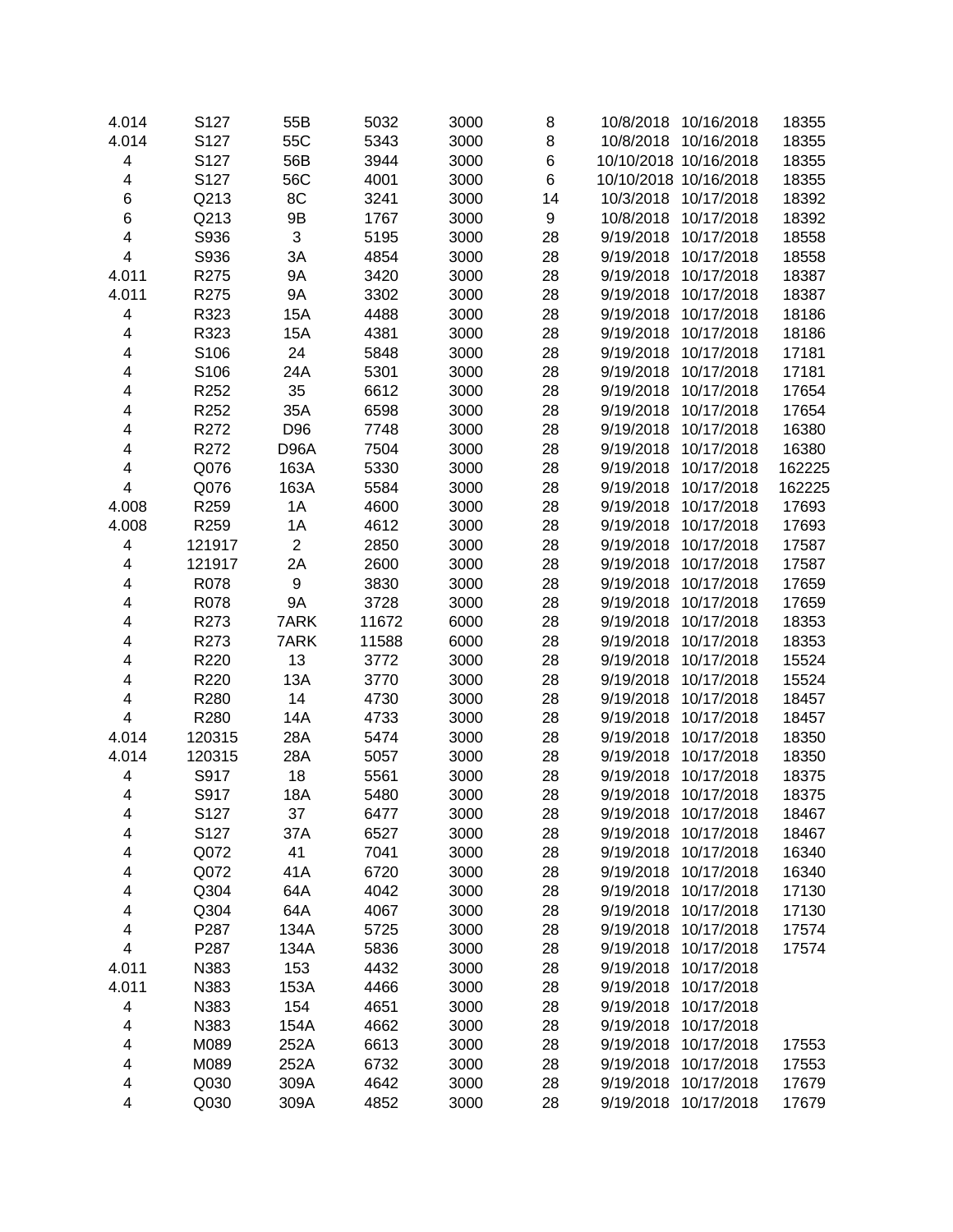| | | | | | | | | |
|---|---|---|---|---|---|---|---|---|
| 4.014 | S127 | 55B | 5032 | 3000 | 8 | 10/8/2018 | 10/16/2018 | 18355 |
| 4.014 | S127 | 55C | 5343 | 3000 | 8 | 10/8/2018 | 10/16/2018 | 18355 |
| 4 | S127 | 56B | 3944 | 3000 | 6 | 10/10/2018 | 10/16/2018 | 18355 |
| 4 | S127 | 56C | 4001 | 3000 | 6 | 10/10/2018 | 10/16/2018 | 18355 |
| 6 | Q213 | 8C | 3241 | 3000 | 14 | 10/3/2018 | 10/17/2018 | 18392 |
| 6 | Q213 | 9B | 1767 | 3000 | 9 | 10/8/2018 | 10/17/2018 | 18392 |
| 4 | S936 | 3 | 5195 | 3000 | 28 | 9/19/2018 | 10/17/2018 | 18558 |
| 4 | S936 | 3A | 4854 | 3000 | 28 | 9/19/2018 | 10/17/2018 | 18558 |
| 4.011 | R275 | 9A | 3420 | 3000 | 28 | 9/19/2018 | 10/17/2018 | 18387 |
| 4.011 | R275 | 9A | 3302 | 3000 | 28 | 9/19/2018 | 10/17/2018 | 18387 |
| 4 | R323 | 15A | 4488 | 3000 | 28 | 9/19/2018 | 10/17/2018 | 18186 |
| 4 | R323 | 15A | 4381 | 3000 | 28 | 9/19/2018 | 10/17/2018 | 18186 |
| 4 | S106 | 24 | 5848 | 3000 | 28 | 9/19/2018 | 10/17/2018 | 17181 |
| 4 | S106 | 24A | 5301 | 3000 | 28 | 9/19/2018 | 10/17/2018 | 17181 |
| 4 | R252 | 35 | 6612 | 3000 | 28 | 9/19/2018 | 10/17/2018 | 17654 |
| 4 | R252 | 35A | 6598 | 3000 | 28 | 9/19/2018 | 10/17/2018 | 17654 |
| 4 | R272 | D96 | 7748 | 3000 | 28 | 9/19/2018 | 10/17/2018 | 16380 |
| 4 | R272 | D96A | 7504 | 3000 | 28 | 9/19/2018 | 10/17/2018 | 16380 |
| 4 | Q076 | 163A | 5330 | 3000 | 28 | 9/19/2018 | 10/17/2018 | 162225 |
| 4 | Q076 | 163A | 5584 | 3000 | 28 | 9/19/2018 | 10/17/2018 | 162225 |
| 4.008 | R259 | 1A | 4600 | 3000 | 28 | 9/19/2018 | 10/17/2018 | 17693 |
| 4.008 | R259 | 1A | 4612 | 3000 | 28 | 9/19/2018 | 10/17/2018 | 17693 |
| 4 | 121917 | 2 | 2850 | 3000 | 28 | 9/19/2018 | 10/17/2018 | 17587 |
| 4 | 121917 | 2A | 2600 | 3000 | 28 | 9/19/2018 | 10/17/2018 | 17587 |
| 4 | R078 | 9 | 3830 | 3000 | 28 | 9/19/2018 | 10/17/2018 | 17659 |
| 4 | R078 | 9A | 3728 | 3000 | 28 | 9/19/2018 | 10/17/2018 | 17659 |
| 4 | R273 | 7ARK | 11672 | 6000 | 28 | 9/19/2018 | 10/17/2018 | 18353 |
| 4 | R273 | 7ARK | 11588 | 6000 | 28 | 9/19/2018 | 10/17/2018 | 18353 |
| 4 | R220 | 13 | 3772 | 3000 | 28 | 9/19/2018 | 10/17/2018 | 15524 |
| 4 | R220 | 13A | 3770 | 3000 | 28 | 9/19/2018 | 10/17/2018 | 15524 |
| 4 | R280 | 14 | 4730 | 3000 | 28 | 9/19/2018 | 10/17/2018 | 18457 |
| 4 | R280 | 14A | 4733 | 3000 | 28 | 9/19/2018 | 10/17/2018 | 18457 |
| 4.014 | 120315 | 28A | 5474 | 3000 | 28 | 9/19/2018 | 10/17/2018 | 18350 |
| 4.014 | 120315 | 28A | 5057 | 3000 | 28 | 9/19/2018 | 10/17/2018 | 18350 |
| 4 | S917 | 18 | 5561 | 3000 | 28 | 9/19/2018 | 10/17/2018 | 18375 |
| 4 | S917 | 18A | 5480 | 3000 | 28 | 9/19/2018 | 10/17/2018 | 18375 |
| 4 | S127 | 37 | 6477 | 3000 | 28 | 9/19/2018 | 10/17/2018 | 18467 |
| 4 | S127 | 37A | 6527 | 3000 | 28 | 9/19/2018 | 10/17/2018 | 18467 |
| 4 | Q072 | 41 | 7041 | 3000 | 28 | 9/19/2018 | 10/17/2018 | 16340 |
| 4 | Q072 | 41A | 6720 | 3000 | 28 | 9/19/2018 | 10/17/2018 | 16340 |
| 4 | Q304 | 64A | 4042 | 3000 | 28 | 9/19/2018 | 10/17/2018 | 17130 |
| 4 | Q304 | 64A | 4067 | 3000 | 28 | 9/19/2018 | 10/17/2018 | 17130 |
| 4 | P287 | 134A | 5725 | 3000 | 28 | 9/19/2018 | 10/17/2018 | 17574 |
| 4 | P287 | 134A | 5836 | 3000 | 28 | 9/19/2018 | 10/17/2018 | 17574 |
| 4.011 | N383 | 153 | 4432 | 3000 | 28 | 9/19/2018 | 10/17/2018 | |
| 4.011 | N383 | 153A | 4466 | 3000 | 28 | 9/19/2018 | 10/17/2018 | |
| 4 | N383 | 154 | 4651 | 3000 | 28 | 9/19/2018 | 10/17/2018 | |
| 4 | N383 | 154A | 4662 | 3000 | 28 | 9/19/2018 | 10/17/2018 | |
| 4 | M089 | 252A | 6613 | 3000 | 28 | 9/19/2018 | 10/17/2018 | 17553 |
| 4 | M089 | 252A | 6732 | 3000 | 28 | 9/19/2018 | 10/17/2018 | 17553 |
| 4 | Q030 | 309A | 4642 | 3000 | 28 | 9/19/2018 | 10/17/2018 | 17679 |
| 4 | Q030 | 309A | 4852 | 3000 | 28 | 9/19/2018 | 10/17/2018 | 17679 |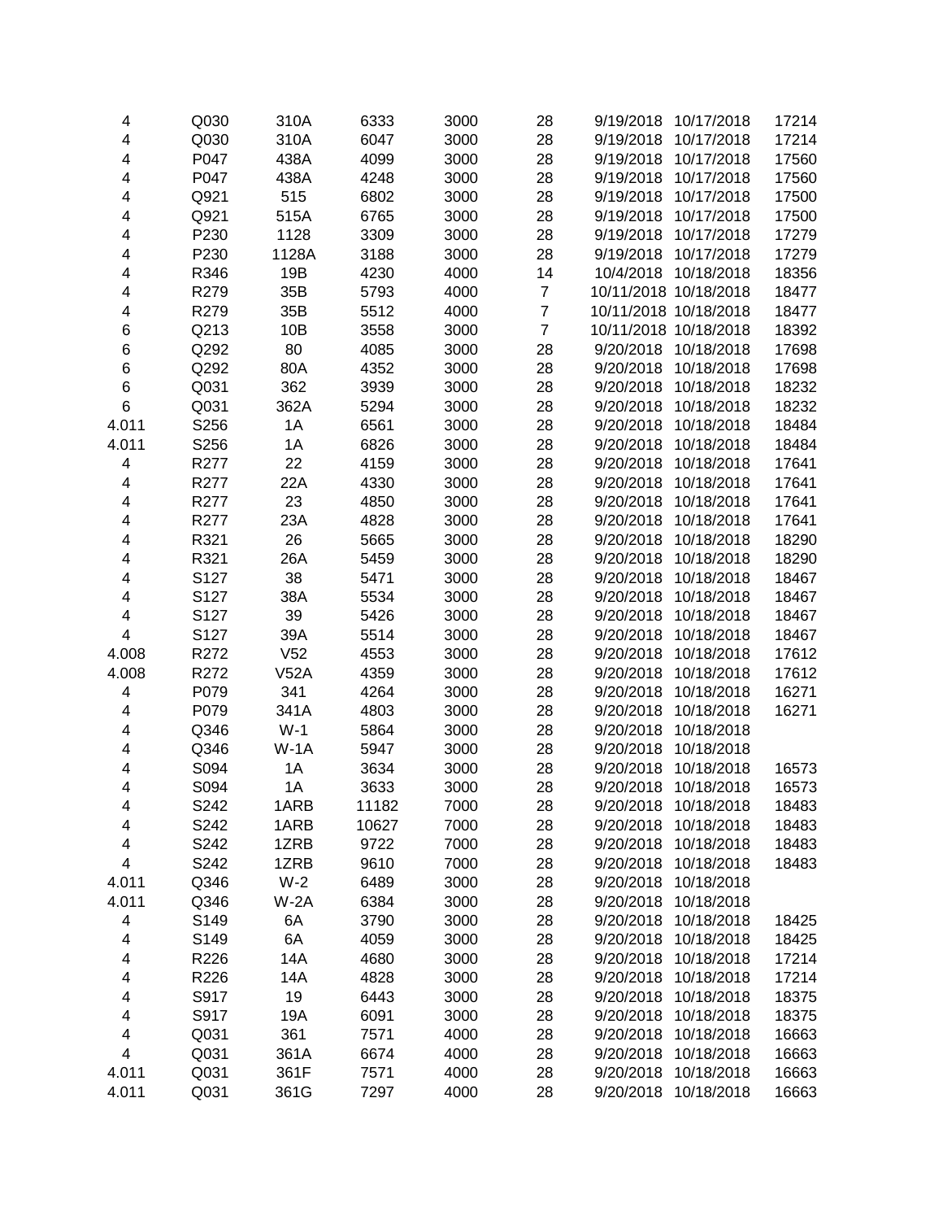| | | | | | | | | |
|---|---|---|---|---|---|---|---|---|
| 4 | Q030 | 310A | 6333 | 3000 | 28 | 9/19/2018 | 10/17/2018 | 17214 |
| 4 | Q030 | 310A | 6047 | 3000 | 28 | 9/19/2018 | 10/17/2018 | 17214 |
| 4 | P047 | 438A | 4099 | 3000 | 28 | 9/19/2018 | 10/17/2018 | 17560 |
| 4 | P047 | 438A | 4248 | 3000 | 28 | 9/19/2018 | 10/17/2018 | 17560 |
| 4 | Q921 | 515 | 6802 | 3000 | 28 | 9/19/2018 | 10/17/2018 | 17500 |
| 4 | Q921 | 515A | 6765 | 3000 | 28 | 9/19/2018 | 10/17/2018 | 17500 |
| 4 | P230 | 1128 | 3309 | 3000 | 28 | 9/19/2018 | 10/17/2018 | 17279 |
| 4 | P230 | 1128A | 3188 | 3000 | 28 | 9/19/2018 | 10/17/2018 | 17279 |
| 4 | R346 | 19B | 4230 | 4000 | 14 | 10/4/2018 | 10/18/2018 | 18356 |
| 4 | R279 | 35B | 5793 | 4000 | 7 | 10/11/2018 | 10/18/2018 | 18477 |
| 4 | R279 | 35B | 5512 | 4000 | 7 | 10/11/2018 | 10/18/2018 | 18477 |
| 6 | Q213 | 10B | 3558 | 3000 | 7 | 10/11/2018 | 10/18/2018 | 18392 |
| 6 | Q292 | 80 | 4085 | 3000 | 28 | 9/20/2018 | 10/18/2018 | 17698 |
| 6 | Q292 | 80A | 4352 | 3000 | 28 | 9/20/2018 | 10/18/2018 | 17698 |
| 6 | Q031 | 362 | 3939 | 3000 | 28 | 9/20/2018 | 10/18/2018 | 18232 |
| 6 | Q031 | 362A | 5294 | 3000 | 28 | 9/20/2018 | 10/18/2018 | 18232 |
| 4.011 | S256 | 1A | 6561 | 3000 | 28 | 9/20/2018 | 10/18/2018 | 18484 |
| 4.011 | S256 | 1A | 6826 | 3000 | 28 | 9/20/2018 | 10/18/2018 | 18484 |
| 4 | R277 | 22 | 4159 | 3000 | 28 | 9/20/2018 | 10/18/2018 | 17641 |
| 4 | R277 | 22A | 4330 | 3000 | 28 | 9/20/2018 | 10/18/2018 | 17641 |
| 4 | R277 | 23 | 4850 | 3000 | 28 | 9/20/2018 | 10/18/2018 | 17641 |
| 4 | R277 | 23A | 4828 | 3000 | 28 | 9/20/2018 | 10/18/2018 | 17641 |
| 4 | R321 | 26 | 5665 | 3000 | 28 | 9/20/2018 | 10/18/2018 | 18290 |
| 4 | R321 | 26A | 5459 | 3000 | 28 | 9/20/2018 | 10/18/2018 | 18290 |
| 4 | S127 | 38 | 5471 | 3000 | 28 | 9/20/2018 | 10/18/2018 | 18467 |
| 4 | S127 | 38A | 5534 | 3000 | 28 | 9/20/2018 | 10/18/2018 | 18467 |
| 4 | S127 | 39 | 5426 | 3000 | 28 | 9/20/2018 | 10/18/2018 | 18467 |
| 4 | S127 | 39A | 5514 | 3000 | 28 | 9/20/2018 | 10/18/2018 | 18467 |
| 4.008 | R272 | V52 | 4553 | 3000 | 28 | 9/20/2018 | 10/18/2018 | 17612 |
| 4.008 | R272 | V52A | 4359 | 3000 | 28 | 9/20/2018 | 10/18/2018 | 17612 |
| 4 | P079 | 341 | 4264 | 3000 | 28 | 9/20/2018 | 10/18/2018 | 16271 |
| 4 | P079 | 341A | 4803 | 3000 | 28 | 9/20/2018 | 10/18/2018 | 16271 |
| 4 | Q346 | W-1 | 5864 | 3000 | 28 | 9/20/2018 | 10/18/2018 | |
| 4 | Q346 | W-1A | 5947 | 3000 | 28 | 9/20/2018 | 10/18/2018 | |
| 4 | S094 | 1A | 3634 | 3000 | 28 | 9/20/2018 | 10/18/2018 | 16573 |
| 4 | S094 | 1A | 3633 | 3000 | 28 | 9/20/2018 | 10/18/2018 | 16573 |
| 4 | S242 | 1ARB | 11182 | 7000 | 28 | 9/20/2018 | 10/18/2018 | 18483 |
| 4 | S242 | 1ARB | 10627 | 7000 | 28 | 9/20/2018 | 10/18/2018 | 18483 |
| 4 | S242 | 1ZRB | 9722 | 7000 | 28 | 9/20/2018 | 10/18/2018 | 18483 |
| 4 | S242 | 1ZRB | 9610 | 7000 | 28 | 9/20/2018 | 10/18/2018 | 18483 |
| 4.011 | Q346 | W-2 | 6489 | 3000 | 28 | 9/20/2018 | 10/18/2018 | |
| 4.011 | Q346 | W-2A | 6384 | 3000 | 28 | 9/20/2018 | 10/18/2018 | |
| 4 | S149 | 6A | 3790 | 3000 | 28 | 9/20/2018 | 10/18/2018 | 18425 |
| 4 | S149 | 6A | 4059 | 3000 | 28 | 9/20/2018 | 10/18/2018 | 18425 |
| 4 | R226 | 14A | 4680 | 3000 | 28 | 9/20/2018 | 10/18/2018 | 17214 |
| 4 | R226 | 14A | 4828 | 3000 | 28 | 9/20/2018 | 10/18/2018 | 17214 |
| 4 | S917 | 19 | 6443 | 3000 | 28 | 9/20/2018 | 10/18/2018 | 18375 |
| 4 | S917 | 19A | 6091 | 3000 | 28 | 9/20/2018 | 10/18/2018 | 18375 |
| 4 | Q031 | 361 | 7571 | 4000 | 28 | 9/20/2018 | 10/18/2018 | 16663 |
| 4 | Q031 | 361A | 6674 | 4000 | 28 | 9/20/2018 | 10/18/2018 | 16663 |
| 4.011 | Q031 | 361F | 7571 | 4000 | 28 | 9/20/2018 | 10/18/2018 | 16663 |
| 4.011 | Q031 | 361G | 7297 | 4000 | 28 | 9/20/2018 | 10/18/2018 | 16663 |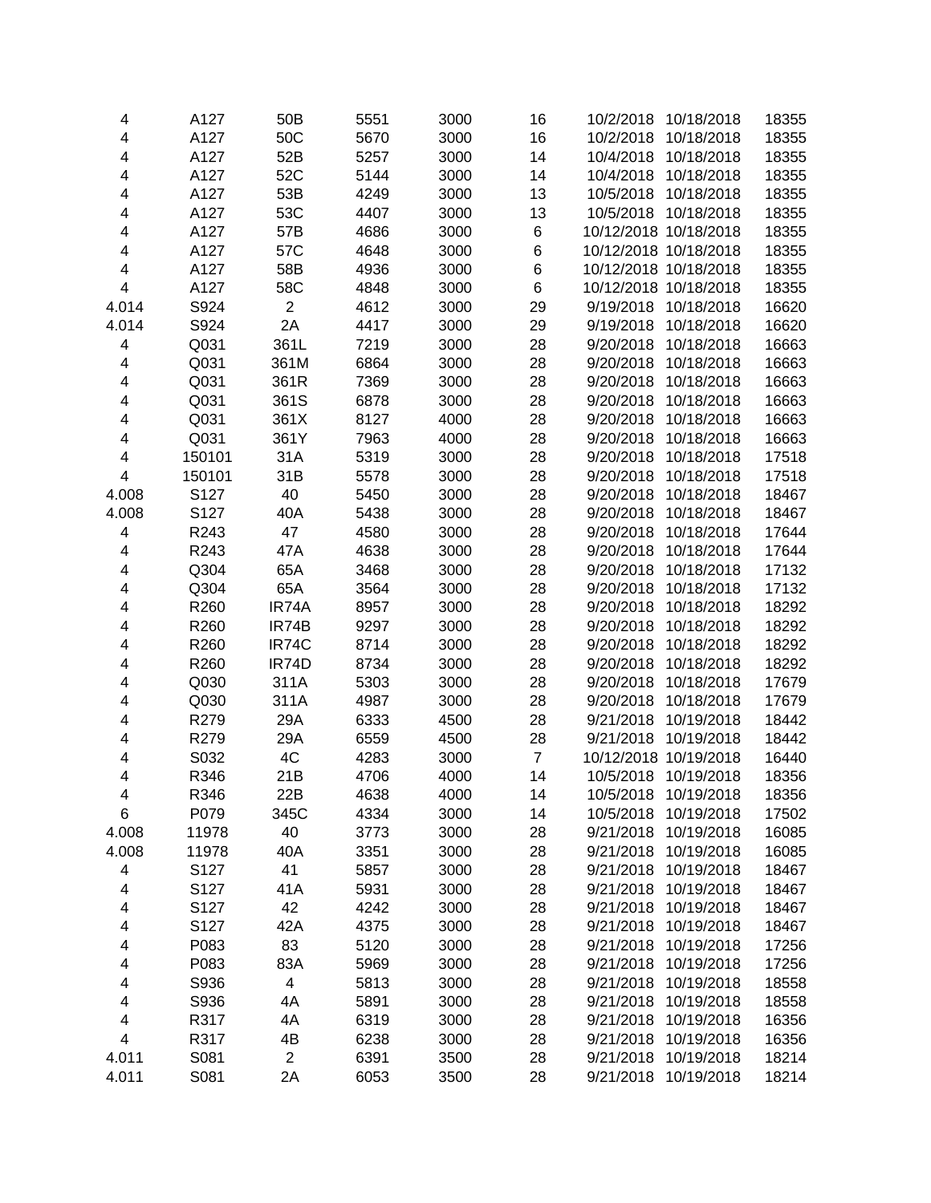| | | | | | | | | |
|---|---|---|---|---|---|---|---|---|
| 4 | A127 | 50B | 5551 | 3000 | 16 | 10/2/2018 | 10/18/2018 | 18355 |
| 4 | A127 | 50C | 5670 | 3000 | 16 | 10/2/2018 | 10/18/2018 | 18355 |
| 4 | A127 | 52B | 5257 | 3000 | 14 | 10/4/2018 | 10/18/2018 | 18355 |
| 4 | A127 | 52C | 5144 | 3000 | 14 | 10/4/2018 | 10/18/2018 | 18355 |
| 4 | A127 | 53B | 4249 | 3000 | 13 | 10/5/2018 | 10/18/2018 | 18355 |
| 4 | A127 | 53C | 4407 | 3000 | 13 | 10/5/2018 | 10/18/2018 | 18355 |
| 4 | A127 | 57B | 4686 | 3000 | 6 | 10/12/2018 | 10/18/2018 | 18355 |
| 4 | A127 | 57C | 4648 | 3000 | 6 | 10/12/2018 | 10/18/2018 | 18355 |
| 4 | A127 | 58B | 4936 | 3000 | 6 | 10/12/2018 | 10/18/2018 | 18355 |
| 4 | A127 | 58C | 4848 | 3000 | 6 | 10/12/2018 | 10/18/2018 | 18355 |
| 4.014 | S924 | 2 | 4612 | 3000 | 29 | 9/19/2018 | 10/18/2018 | 16620 |
| 4.014 | S924 | 2A | 4417 | 3000 | 29 | 9/19/2018 | 10/18/2018 | 16620 |
| 4 | Q031 | 361L | 7219 | 3000 | 28 | 9/20/2018 | 10/18/2018 | 16663 |
| 4 | Q031 | 361M | 6864 | 3000 | 28 | 9/20/2018 | 10/18/2018 | 16663 |
| 4 | Q031 | 361R | 7369 | 3000 | 28 | 9/20/2018 | 10/18/2018 | 16663 |
| 4 | Q031 | 361S | 6878 | 3000 | 28 | 9/20/2018 | 10/18/2018 | 16663 |
| 4 | Q031 | 361X | 8127 | 4000 | 28 | 9/20/2018 | 10/18/2018 | 16663 |
| 4 | Q031 | 361Y | 7963 | 4000 | 28 | 9/20/2018 | 10/18/2018 | 16663 |
| 4 | 150101 | 31A | 5319 | 3000 | 28 | 9/20/2018 | 10/18/2018 | 17518 |
| 4 | 150101 | 31B | 5578 | 3000 | 28 | 9/20/2018 | 10/18/2018 | 17518 |
| 4.008 | S127 | 40 | 5450 | 3000 | 28 | 9/20/2018 | 10/18/2018 | 18467 |
| 4.008 | S127 | 40A | 5438 | 3000 | 28 | 9/20/2018 | 10/18/2018 | 18467 |
| 4 | R243 | 47 | 4580 | 3000 | 28 | 9/20/2018 | 10/18/2018 | 17644 |
| 4 | R243 | 47A | 4638 | 3000 | 28 | 9/20/2018 | 10/18/2018 | 17644 |
| 4 | Q304 | 65A | 3468 | 3000 | 28 | 9/20/2018 | 10/18/2018 | 17132 |
| 4 | Q304 | 65A | 3564 | 3000 | 28 | 9/20/2018 | 10/18/2018 | 17132 |
| 4 | R260 | IR74A | 8957 | 3000 | 28 | 9/20/2018 | 10/18/2018 | 18292 |
| 4 | R260 | IR74B | 9297 | 3000 | 28 | 9/20/2018 | 10/18/2018 | 18292 |
| 4 | R260 | IR74C | 8714 | 3000 | 28 | 9/20/2018 | 10/18/2018 | 18292 |
| 4 | R260 | IR74D | 8734 | 3000 | 28 | 9/20/2018 | 10/18/2018 | 18292 |
| 4 | Q030 | 311A | 5303 | 3000 | 28 | 9/20/2018 | 10/18/2018 | 17679 |
| 4 | Q030 | 311A | 4987 | 3000 | 28 | 9/20/2018 | 10/18/2018 | 17679 |
| 4 | R279 | 29A | 6333 | 4500 | 28 | 9/21/2018 | 10/19/2018 | 18442 |
| 4 | R279 | 29A | 6559 | 4500 | 28 | 9/21/2018 | 10/19/2018 | 18442 |
| 4 | S032 | 4C | 4283 | 3000 | 7 | 10/12/2018 | 10/19/2018 | 16440 |
| 4 | R346 | 21B | 4706 | 4000 | 14 | 10/5/2018 | 10/19/2018 | 18356 |
| 4 | R346 | 22B | 4638 | 4000 | 14 | 10/5/2018 | 10/19/2018 | 18356 |
| 6 | P079 | 345C | 4334 | 3000 | 14 | 10/5/2018 | 10/19/2018 | 17502 |
| 4.008 | 11978 | 40 | 3773 | 3000 | 28 | 9/21/2018 | 10/19/2018 | 16085 |
| 4.008 | 11978 | 40A | 3351 | 3000 | 28 | 9/21/2018 | 10/19/2018 | 16085 |
| 4 | S127 | 41 | 5857 | 3000 | 28 | 9/21/2018 | 10/19/2018 | 18467 |
| 4 | S127 | 41A | 5931 | 3000 | 28 | 9/21/2018 | 10/19/2018 | 18467 |
| 4 | S127 | 42 | 4242 | 3000 | 28 | 9/21/2018 | 10/19/2018 | 18467 |
| 4 | S127 | 42A | 4375 | 3000 | 28 | 9/21/2018 | 10/19/2018 | 18467 |
| 4 | P083 | 83 | 5120 | 3000 | 28 | 9/21/2018 | 10/19/2018 | 17256 |
| 4 | P083 | 83A | 5969 | 3000 | 28 | 9/21/2018 | 10/19/2018 | 17256 |
| 4 | S936 | 4 | 5813 | 3000 | 28 | 9/21/2018 | 10/19/2018 | 18558 |
| 4 | S936 | 4A | 5891 | 3000 | 28 | 9/21/2018 | 10/19/2018 | 18558 |
| 4 | R317 | 4A | 6319 | 3000 | 28 | 9/21/2018 | 10/19/2018 | 16356 |
| 4 | R317 | 4B | 6238 | 3000 | 28 | 9/21/2018 | 10/19/2018 | 16356 |
| 4.011 | S081 | 2 | 6391 | 3500 | 28 | 9/21/2018 | 10/19/2018 | 18214 |
| 4.011 | S081 | 2A | 6053 | 3500 | 28 | 9/21/2018 | 10/19/2018 | 18214 |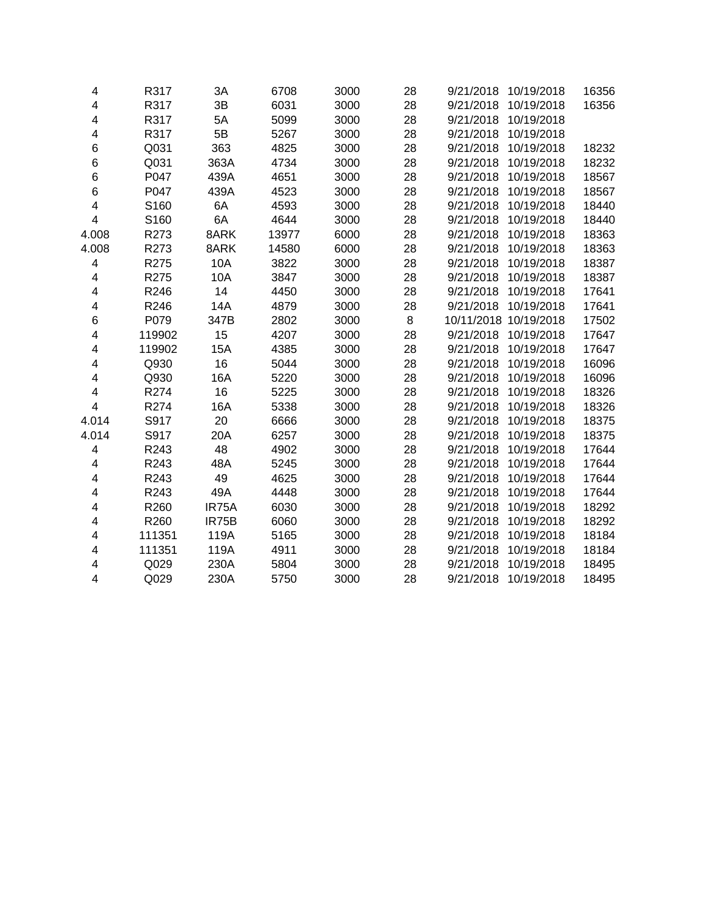| | | | | | | | | |
|---|---|---|---|---|---|---|---|---|
| 4 | R317 | 3A | 6708 | 3000 | 28 | 9/21/2018 | 10/19/2018 | 16356 |
| 4 | R317 | 3B | 6031 | 3000 | 28 | 9/21/2018 | 10/19/2018 | 16356 |
| 4 | R317 | 5A | 5099 | 3000 | 28 | 9/21/2018 | 10/19/2018 | |
| 4 | R317 | 5B | 5267 | 3000 | 28 | 9/21/2018 | 10/19/2018 | |
| 6 | Q031 | 363 | 4825 | 3000 | 28 | 9/21/2018 | 10/19/2018 | 18232 |
| 6 | Q031 | 363A | 4734 | 3000 | 28 | 9/21/2018 | 10/19/2018 | 18232 |
| 6 | P047 | 439A | 4651 | 3000 | 28 | 9/21/2018 | 10/19/2018 | 18567 |
| 6 | P047 | 439A | 4523 | 3000 | 28 | 9/21/2018 | 10/19/2018 | 18567 |
| 4 | S160 | 6A | 4593 | 3000 | 28 | 9/21/2018 | 10/19/2018 | 18440 |
| 4 | S160 | 6A | 4644 | 3000 | 28 | 9/21/2018 | 10/19/2018 | 18440 |
| 4.008 | R273 | 8ARK | 13977 | 6000 | 28 | 9/21/2018 | 10/19/2018 | 18363 |
| 4.008 | R273 | 8ARK | 14580 | 6000 | 28 | 9/21/2018 | 10/19/2018 | 18363 |
| 4 | R275 | 10A | 3822 | 3000 | 28 | 9/21/2018 | 10/19/2018 | 18387 |
| 4 | R275 | 10A | 3847 | 3000 | 28 | 9/21/2018 | 10/19/2018 | 18387 |
| 4 | R246 | 14 | 4450 | 3000 | 28 | 9/21/2018 | 10/19/2018 | 17641 |
| 4 | R246 | 14A | 4879 | 3000 | 28 | 9/21/2018 | 10/19/2018 | 17641 |
| 6 | P079 | 347B | 2802 | 3000 | 8 | 10/11/2018 | 10/19/2018 | 17502 |
| 4 | 119902 | 15 | 4207 | 3000 | 28 | 9/21/2018 | 10/19/2018 | 17647 |
| 4 | 119902 | 15A | 4385 | 3000 | 28 | 9/21/2018 | 10/19/2018 | 17647 |
| 4 | Q930 | 16 | 5044 | 3000 | 28 | 9/21/2018 | 10/19/2018 | 16096 |
| 4 | Q930 | 16A | 5220 | 3000 | 28 | 9/21/2018 | 10/19/2018 | 16096 |
| 4 | R274 | 16 | 5225 | 3000 | 28 | 9/21/2018 | 10/19/2018 | 18326 |
| 4 | R274 | 16A | 5338 | 3000 | 28 | 9/21/2018 | 10/19/2018 | 18326 |
| 4.014 | S917 | 20 | 6666 | 3000 | 28 | 9/21/2018 | 10/19/2018 | 18375 |
| 4.014 | S917 | 20A | 6257 | 3000 | 28 | 9/21/2018 | 10/19/2018 | 18375 |
| 4 | R243 | 48 | 4902 | 3000 | 28 | 9/21/2018 | 10/19/2018 | 17644 |
| 4 | R243 | 48A | 5245 | 3000 | 28 | 9/21/2018 | 10/19/2018 | 17644 |
| 4 | R243 | 49 | 4625 | 3000 | 28 | 9/21/2018 | 10/19/2018 | 17644 |
| 4 | R243 | 49A | 4448 | 3000 | 28 | 9/21/2018 | 10/19/2018 | 17644 |
| 4 | R260 | IR75A | 6030 | 3000 | 28 | 9/21/2018 | 10/19/2018 | 18292 |
| 4 | R260 | IR75B | 6060 | 3000 | 28 | 9/21/2018 | 10/19/2018 | 18292 |
| 4 | 111351 | 119A | 5165 | 3000 | 28 | 9/21/2018 | 10/19/2018 | 18184 |
| 4 | 111351 | 119A | 4911 | 3000 | 28 | 9/21/2018 | 10/19/2018 | 18184 |
| 4 | Q029 | 230A | 5804 | 3000 | 28 | 9/21/2018 | 10/19/2018 | 18495 |
| 4 | Q029 | 230A | 5750 | 3000 | 28 | 9/21/2018 | 10/19/2018 | 18495 |